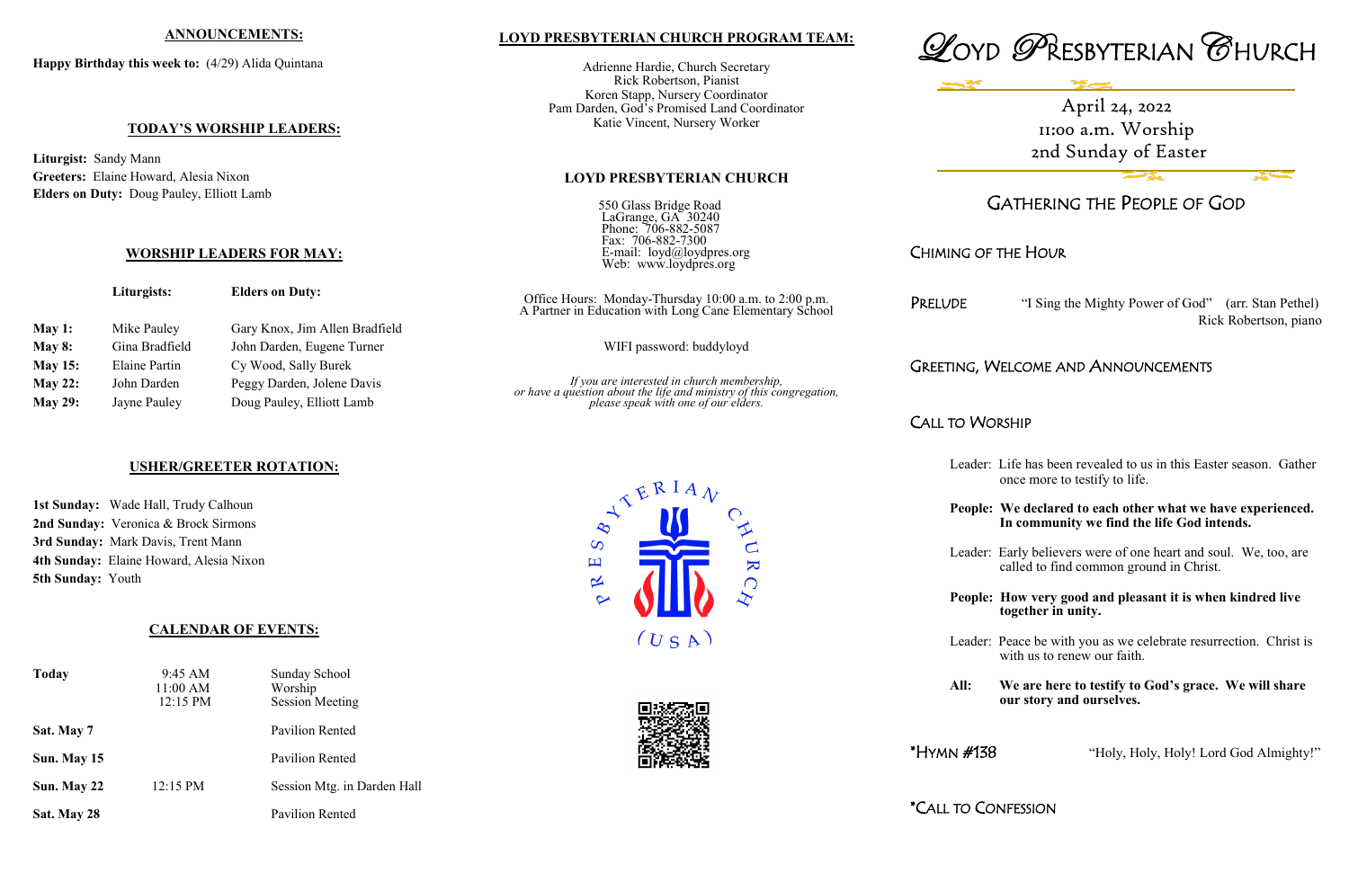## ANNOUNCEMENTS:

**Happy Birthday this week to:** (4/29) Alida Quintana

## TODAY'S WORSHIP LEADERS:

**Liturgist:** Sandy Mann
**Greeters:** Elaine Howard, Alesia Nixon
**Elders on Duty:** Doug Pauley, Elliott Lamb

## WORSHIP LEADERS FOR MAY:

| | Liturgists: | Elders on Duty: |
|---|---|---|
| **May 1:** | Mike Pauley | Gary Knox, Jim Allen Bradfield |
| **May 8:** | Gina Bradfield | John Darden, Eugene Turner |
| **May 15:** | Elaine Partin | Cy Wood, Sally Burek |
| **May 22:** | John Darden | Peggy Darden, Jolene Davis |
| **May 29:** | Jayne Pauley | Doug Pauley, Elliott Lamb |

## USHER/GREETER ROTATION:

**1st Sunday:** Wade Hall, Trudy Calhoun
**2nd Sunday:** Veronica & Brock Sirmons
**3rd Sunday:** Mark Davis, Trent Mann
**4th Sunday:** Elaine Howard, Alesia Nixon
**5th Sunday:** Youth

## CALENDAR OF EVENTS:

| | | |
|---|---|---|
| **Today** | 9:45 AM<br>11:00 AM<br>12:15 PM | Sunday School<br>Worship<br>Session Meeting |
| **Sat. May 7** | | Pavilion Rented |
| **Sun. May 15** | | Pavilion Rented |
| **Sun. May 22** | 12:15 PM | Session Mtg. in Darden Hall |
| **Sat. May 28** | | Pavilion Rented |

## LOYD PRESBYTERIAN CHURCH PROGRAM TEAM:

Adrienne Hardie, Church Secretary
Rick Robertson, Pianist
Koren Stapp, Nursery Coordinator
Pam Darden, God's Promised Land Coordinator
Katie Vincent, Nursery Worker

## LOYD PRESBYTERIAN CHURCH

550 Glass Bridge Road
LaGrange, GA 30240
Phone: 706-882-5087
Fax: 706-882-7300
E-mail: loyd@loydpres.org
Web: www.loydpres.org

Office Hours: Monday-Thursday 10:00 a.m. to 2:00 p.m.
A Partner in Education with Long Cane Elementary School

WIFI password: buddyloyd

*If you are interested in church membership, or have a question about the life and ministry of this congregation, please speak with one of our elders.*

PRESBYTERIAN CHURCH (USA)

# LOYD PRESBYTERIAN CHURCH

April 24, 2022
11:00 a.m. Worship
2nd Sunday of Easter

## GATHERING THE PEOPLE OF GOD

### CHIMING OF THE HOUR

### PRELUDE

"I Sing the Mighty Power of God" (arr. Stan Pethel)
Rick Robertson, piano

### GREETING, WELCOME AND ANNOUNCEMENTS

### CALL TO WORSHIP

Leader: Life has been revealed to us in this Easter season. Gather once more to testify to life.

**People: We declared to each other what we have experienced. In community we find the life God intends.**

Leader: Early believers were of one heart and soul. We, too, are called to find common ground in Christ.

**People: How very good and pleasant it is when kindred live together in unity.**

Leader: Peace be with you as we celebrate resurrection. Christ is with us to renew our faith.

**All: We are here to testify to God's grace. We will share our story and ourselves.**

### *HYMN #138

"Holy, Holy, Holy! Lord God Almighty!"

### *CALL TO CONFESSION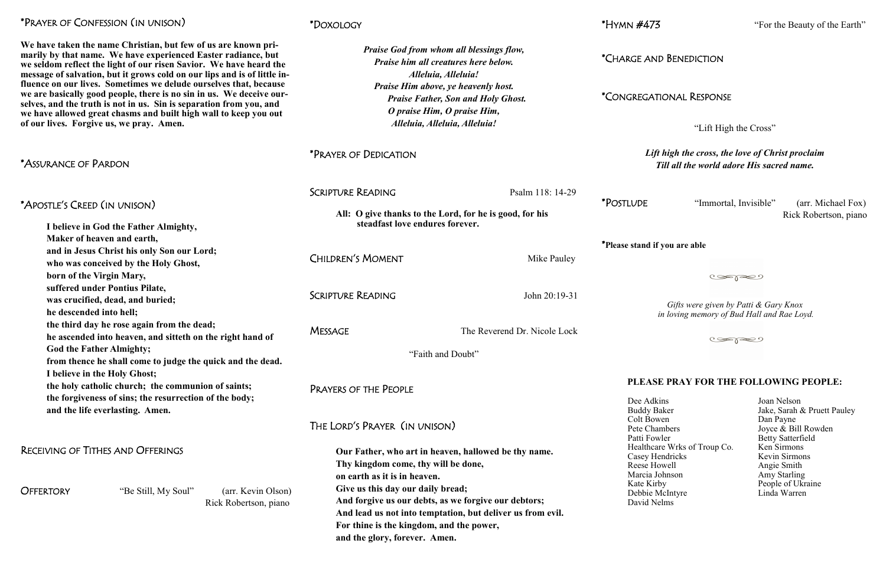## *Prayer of Confession (in unison)

**We have taken the name Christian, but few of us are known primarily by that name. We have experienced Easter radiance, but we seldom reflect the light of our risen Savior. We have heard the message of salvation, but it grows cold on our lips and is of little influence on our lives. Sometimes we delude ourselves that, because we are basically good people, there is no sin in us. We deceive ourselves, and the truth is not in us. Sin is separation from you, and we have allowed great chasms and built high wall to keep you out of our lives. Forgive us, we pray. Amen.**

## *Assurance of Pardon

## *Apostle's Creed (in unison)

**I believe in God the Father Almighty,**
**Maker of heaven and earth,**
**and in Jesus Christ his only Son our Lord;**
**who was conceived by the Holy Ghost,**
**born of the Virgin Mary,**
**suffered under Pontius Pilate,**
**was crucified, dead, and buried;**
**he descended into hell;**
**the third day he rose again from the dead;**
**he ascended into heaven, and sitteth on the right hand of God the Father Almighty;**
**from thence he shall come to judge the quick and the dead.**
**I believe in the Holy Ghost;**
**the holy catholic church; the communion of saints;**
**the forgiveness of sins; the resurrection of the body;**
**and the life everlasting. Amen.**

## Receiving of Tithes and Offerings

**Offertory** "Be Still, My Soul" (arr. Kevin Olson)
Rick Robertson, piano

## *Doxology

***Praise God from whom all blessings flow,***
***Praise him all creatures here below.***
***Alleluia, Alleluia!***
***Praise Him above, ye heavenly host.***
***Praise Father, Son and Holy Ghost.***
***O praise Him, O praise Him,***
***Alleluia, Alleluia, Alleluia!***

## *Prayer of Dedication

## Scripture Reading — Psalm 118: 14-29

**All: O give thanks to the Lord, for he is good, for his steadfast love endures forever.**

## Children's Moment — Mike Pauley

## Scripture Reading — John 20:19-31

## Message — The Reverend Dr. Nicole Lock

"Faith and Doubt"

## Prayers of the People

## The Lord's Prayer (in unison)

**Our Father, who art in heaven, hallowed be thy name.**
**Thy kingdom come, thy will be done,**
**on earth as it is in heaven.**
**Give us this day our daily bread;**
**And forgive us our debts, as we forgive our debtors;**
**And lead us not into temptation, but deliver us from evil.**
**For thine is the kingdom, and the power,**
**and the glory, forever. Amen.**

## *Hymn #473 — "For the Beauty of the Earth"

## *Charge and Benediction

## *Congregational Response

"Lift High the Cross"

***Lift high the cross, the love of Christ proclaim***
***Till all the world adore His sacred name.***

## *Postlude — "Immortal, Invisible" (arr. Michael Fox)
Rick Robertson, piano

***Please stand if you are able**

*Gifts were given by Patti & Gary Knox in loving memory of Bud Hall and Rae Loyd.*

### PLEASE PRAY FOR THE FOLLOWING PEOPLE:

Dee Adkins
Buddy Baker
Colt Bowen
Pete Chambers
Patti Fowler
Healthcare Wrks of Troup Co.
Casey Hendricks
Reese Howell
Marcia Johnson
Kate Kirby
Debbie McIntyre
David Nelms
Joan Nelson
Jake, Sarah & Pruett Pauley
Dan Payne
Joyce & Bill Rowden
Betty Satterfield
Ken Sirmons
Kevin Sirmons
Angie Smith
Amy Starling
People of Ukraine
Linda Warren